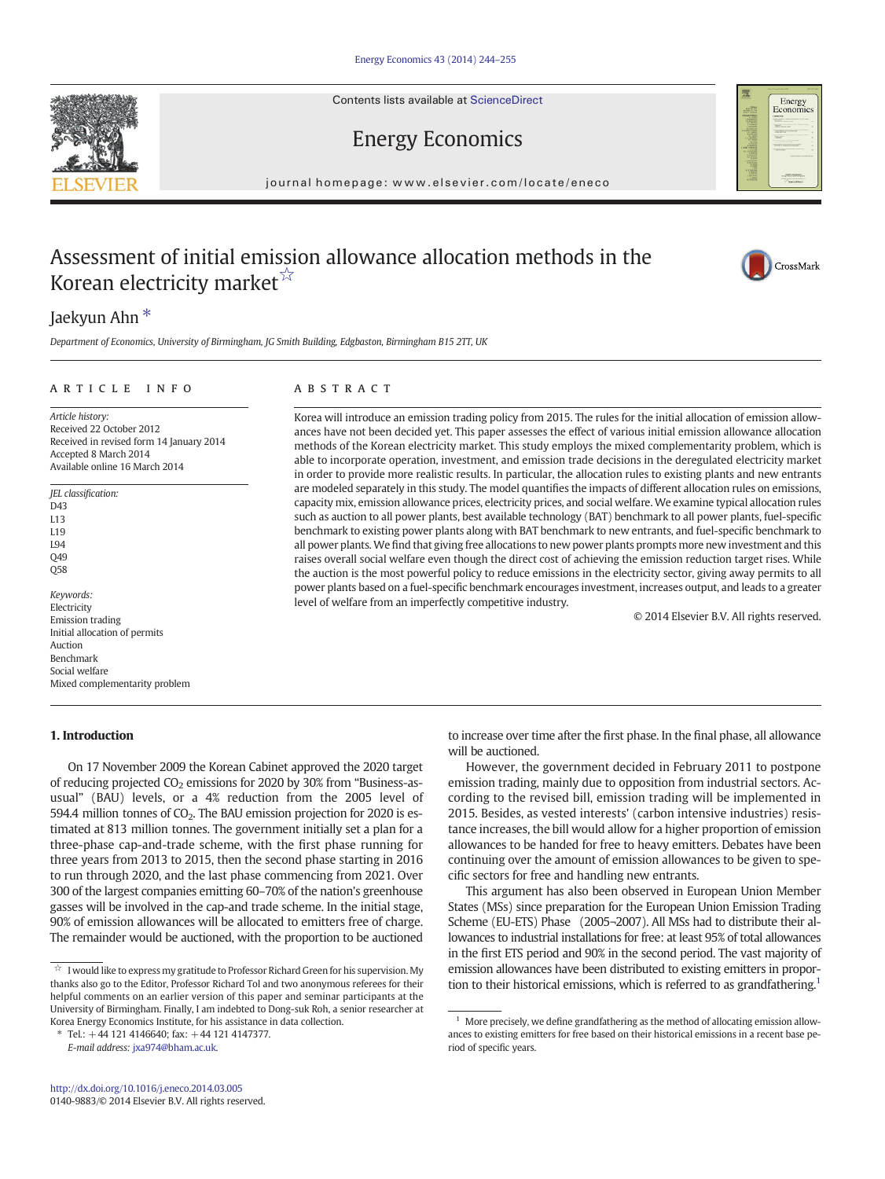# Assessment of initial emission allowance allocation methods in the Korean electricity market ☆

Jaekyun Ahn *

*Department of Economics, University of Birmingham, JG Smith Building, Edgbaston, Birmingham B15 2TT, UK*

## ARTICLE INFO

*Article history:*
Received 22 October 2012
Received in revised form 14 January 2014
Accepted 8 March 2014
Available online 16 March 2014

*JEL classification:*
D43
L13
L19
L94
Q49
Q58

*Keywords:*
Electricity
Emission trading
Initial allocation of permits
Auction
Benchmark
Social welfare
Mixed complementarity problem

## ABSTRACT

Korea will introduce an emission trading policy from 2015. The rules for the initial allocation of emission allowances have not been decided yet. This paper assesses the effect of various initial emission allowance allocation methods of the Korean electricity market. This study employs the mixed complementarity problem, which is able to incorporate operation, investment, and emission trade decisions in the deregulated electricity market in order to provide more realistic results. In particular, the allocation rules to existing plants and new entrants are modeled separately in this study. The model quantifies the impacts of different allocation rules on emissions, capacity mix, emission allowance prices, electricity prices, and social welfare. We examine typical allocation rules such as auction to all power plants, best available technology (BAT) benchmark to all power plants, fuel-specific benchmark to existing power plants along with BAT benchmark to new entrants, and fuel-specific benchmark to all power plants. We find that giving free allocations to new power plants prompts more new investment and this raises overall social welfare even though the direct cost of achieving the emission reduction target rises. While the auction is the most powerful policy to reduce emissions in the electricity sector, giving away permits to all power plants based on a fuel-specific benchmark encourages investment, increases output, and leads to a greater level of welfare from an imperfectly competitive industry.

© 2014 Elsevier B.V. All rights reserved.

## 1. Introduction

On 17 November 2009 the Korean Cabinet approved the 2020 target of reducing projected $CO_2$ emissions for 2020 by 30% from "Business-as-usual" (BAU) levels, or a 4% reduction from the 2005 level of 594.4 million tonnes of $CO_2$. The BAU emission projection for 2020 is estimated at 813 million tonnes. The government initially set a plan for a three-phase cap-and-trade scheme, with the first phase running for three years from 2013 to 2015, then the second phase starting in 2016 to run through 2020, and the last phase commencing from 2021. Over 300 of the largest companies emitting 60–70% of the nation's greenhouse gasses will be involved in the cap-and trade scheme. In the initial stage, 90% of emission allowances will be allocated to emitters free of charge. The remainder would be auctioned, with the proportion to be auctioned to increase over time after the first phase. In the final phase, all allowance will be auctioned.

However, the government decided in February 2011 to postpone emission trading, mainly due to opposition from industrial sectors. According to the revised bill, emission trading will be implemented in 2015. Besides, as vested interests' (carbon intensive industries) resistance increases, the bill would allow for a higher proportion of emission allowances to be handed for free to heavy emitters. Debates have been continuing over the amount of emission allowances to be given to specific sectors for free and handling new entrants.

This argument has also been observed in European Union Member States (MSs) since preparation for the European Union Emission Trading Scheme (EU-ETS) Phase (2005–2007). All MSs had to distribute their allowances to industrial installations for free: at least 95% of total allowances in the first ETS period and 90% in the second period. The vast majority of emission allowances have been distributed to existing emitters in proportion to their historical emissions, which is referred to as grandfathering.[1]

---

☆ I would like to express my gratitude to Professor Richard Green for his supervision. My thanks also go to the Editor, Professor Richard Tol and two anonymous referees for their helpful comments on an earlier version of this paper and seminar participants at the University of Birmingham. Finally, I am indebted to Dong-suk Roh, a senior researcher at Korea Energy Economics Institute, for his assistance in data collection.

\* Tel.: +44 121 4146640; fax: +44 121 4147377.
*E-mail address:* jxa974@bham.ac.uk.

[1] More precisely, we define grandfathering as the method of allocating emission allowances to existing emitters for free based on their historical emissions in a recent base period of specific years.

http://dx.doi.org/10.1016/j.eneco.2014.03.005
0140-9883/© 2014 Elsevier B.V. All rights reserved.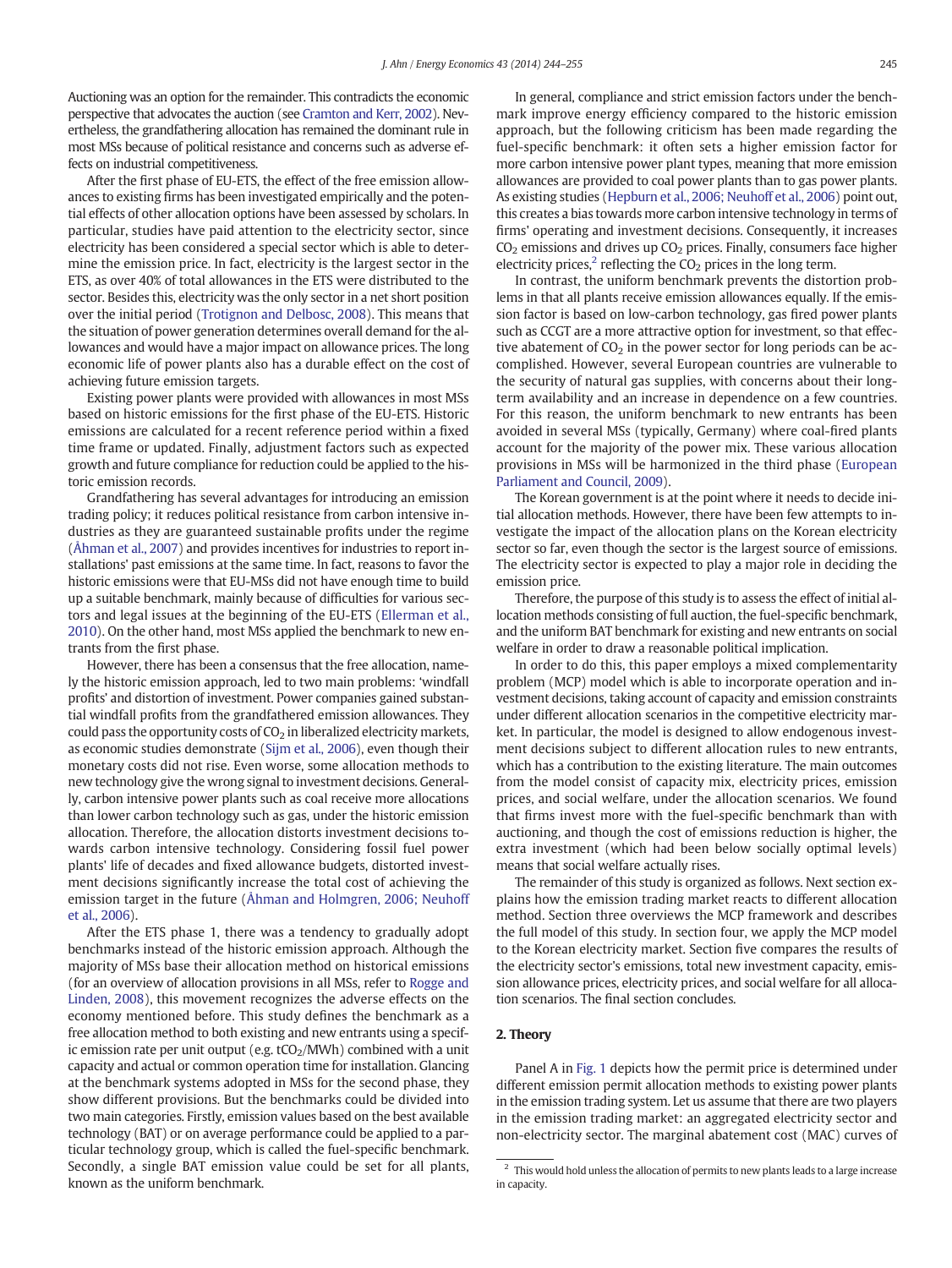Auctioning was an option for the remainder. This contradicts the economic perspective that advocates the auction (see Cramton and Kerr, 2002). Nevertheless, the grandfathering allocation has remained the dominant rule in most MSs because of political resistance and concerns such as adverse effects on industrial competitiveness.

After the first phase of EU-ETS, the effect of the free emission allowances to existing firms has been investigated empirically and the potential effects of other allocation options have been assessed by scholars. In particular, studies have paid attention to the electricity sector, since electricity has been considered a special sector which is able to determine the emission price. In fact, electricity is the largest sector in the ETS, as over 40% of total allowances in the ETS were distributed to the sector. Besides this, electricity was the only sector in a net short position over the initial period (Trotignon and Delbosc, 2008). This means that the situation of power generation determines overall demand for the allowances and would have a major impact on allowance prices. The long economic life of power plants also has a durable effect on the cost of achieving future emission targets.

Existing power plants were provided with allowances in most MSs based on historic emissions for the first phase of the EU-ETS. Historic emissions are calculated for a recent reference period within a fixed time frame or updated. Finally, adjustment factors such as expected growth and future compliance for reduction could be applied to the historic emission records.

Grandfathering has several advantages for introducing an emission trading policy; it reduces political resistance from carbon intensive industries as they are guaranteed sustainable profits under the regime (Åhman et al., 2007) and provides incentives for industries to report installations' past emissions at the same time. In fact, reasons to favor the historic emissions were that EU-MSs did not have enough time to build up a suitable benchmark, mainly because of difficulties for various sectors and legal issues at the beginning of the EU-ETS (Ellerman et al., 2010). On the other hand, most MSs applied the benchmark to new entrants from the first phase.

However, there has been a consensus that the free allocation, namely the historic emission approach, led to two main problems: 'windfall profits' and distortion of investment. Power companies gained substantial windfall profits from the grandfathered emission allowances. They could pass the opportunity costs of $CO_2$ in liberalized electricity markets, as economic studies demonstrate (Sijm et al., 2006), even though their monetary costs did not rise. Even worse, some allocation methods to new technology give the wrong signal to investment decisions. Generally, carbon intensive power plants such as coal receive more allocations than lower carbon technology such as gas, under the historic emission allocation. Therefore, the allocation distorts investment decisions towards carbon intensive technology. Considering fossil fuel power plants' life of decades and fixed allowance budgets, distorted investment decisions significantly increase the total cost of achieving the emission target in the future (Åhman and Holmgren, 2006; Neuhoff et al., 2006).

After the ETS phase 1, there was a tendency to gradually adopt benchmarks instead of the historic emission approach. Although the majority of MSs base their allocation method on historical emissions (for an overview of allocation provisions in all MSs, refer to Rogge and Linden, 2008), this movement recognizes the adverse effects on the economy mentioned before. This study defines the benchmark as a free allocation method to both existing and new entrants using a specific emission rate per unit output (e.g. $tCO_2$/MWh) combined with a unit capacity and actual or common operation time for installation. Glancing at the benchmark systems adopted in MSs for the second phase, they show different provisions. But the benchmarks could be divided into two main categories. Firstly, emission values based on the best available technology (BAT) or on average performance could be applied to a particular technology group, which is called the fuel-specific benchmark. Secondly, a single BAT emission value could be set for all plants, known as the uniform benchmark.

In general, compliance and strict emission factors under the benchmark improve energy efficiency compared to the historic emission approach, but the following criticism has been made regarding the fuel-specific benchmark: it often sets a higher emission factor for more carbon intensive power plant types, meaning that more emission allowances are provided to coal power plants than to gas power plants. As existing studies (Hepburn et al., 2006; Neuhoff et al., 2006) point out, this creates a bias towards more carbon intensive technology in terms of firms' operating and investment decisions. Consequently, it increases $CO_2$ emissions and drives up $CO_2$ prices. Finally, consumers face higher electricity prices,[2] reflecting the $CO_2$ prices in the long term.

In contrast, the uniform benchmark prevents the distortion problems in that all plants receive emission allowances equally. If the emission factor is based on low-carbon technology, gas fired power plants such as CCGT are a more attractive option for investment, so that effective abatement of $CO_2$ in the power sector for long periods can be accomplished. However, several European countries are vulnerable to the security of natural gas supplies, with concerns about their long-term availability and an increase in dependence on a few countries. For this reason, the uniform benchmark to new entrants has been avoided in several MSs (typically, Germany) where coal-fired plants account for the majority of the power mix. These various allocation provisions in MSs will be harmonized in the third phase (European Parliament and Council, 2009).

The Korean government is at the point where it needs to decide initial allocation methods. However, there have been few attempts to investigate the impact of the allocation plans on the Korean electricity sector so far, even though the sector is the largest source of emissions. The electricity sector is expected to play a major role in deciding the emission price.

Therefore, the purpose of this study is to assess the effect of initial allocation methods consisting of full auction, the fuel-specific benchmark, and the uniform BAT benchmark for existing and new entrants on social welfare in order to draw a reasonable political implication.

In order to do this, this paper employs a mixed complementarity problem (MCP) model which is able to incorporate operation and investment decisions, taking account of capacity and emission constraints under different allocation scenarios in the competitive electricity market. In particular, the model is designed to allow endogenous investment decisions subject to different allocation rules to new entrants, which has a contribution to the existing literature. The main outcomes from the model consist of capacity mix, electricity prices, emission prices, and social welfare, under the allocation scenarios. We found that firms invest more with the fuel-specific benchmark than with auctioning, and though the cost of emissions reduction is higher, the extra investment (which had been below socially optimal levels) means that social welfare actually rises.

The remainder of this study is organized as follows. Next section explains how the emission trading market reacts to different allocation method. Section three overviews the MCP framework and describes the full model of this study. In section four, we apply the MCP model to the Korean electricity market. Section five compares the results of the electricity sector's emissions, total new investment capacity, emission allowance prices, electricity prices, and social welfare for all allocation scenarios. The final section concludes.

## 2. Theory

Panel A in Fig. 1 depicts how the permit price is determined under different emission permit allocation methods to existing power plants in the emission trading system. Let us assume that there are two players in the emission trading market: an aggregated electricity sector and non-electricity sector. The marginal abatement cost (MAC) curves of

[2] This would hold unless the allocation of permits to new plants leads to a large increase in capacity.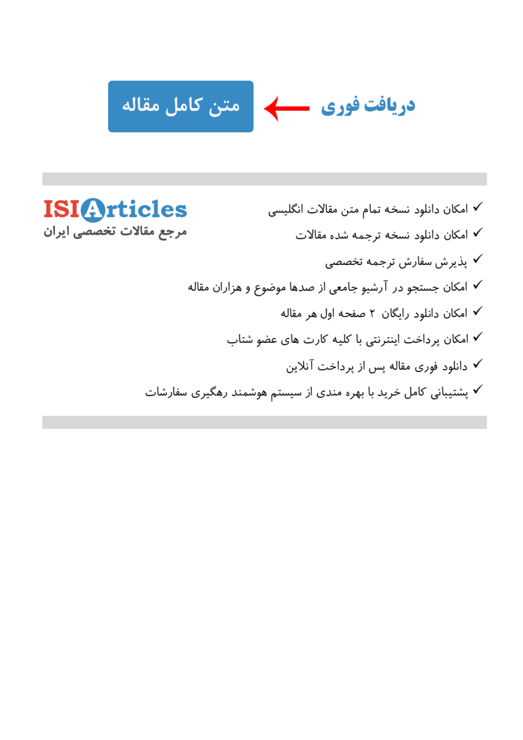دریافت فوری ← **متن کامل مقاله**

**ISIArticles**
مرجع مقالات تخصصی ایران

- ✓ امکان دانلود نسخه تمام متن مقالات انگلیسی
- ✓ امکان دانلود نسخه ترجمه شده مقالات
- ✓ پذیرش سفارش ترجمه تخصصی
- ✓ امکان جستجو در آرشیو جامعی از صدها موضوع و هزاران مقاله
- ✓ امکان دانلود رایگان ۲ صفحه اول هر مقاله
- ✓ امکان پرداخت اینترنتی با کلیه کارت های عضو شتاب
- ✓ دانلود فوری مقاله پس از پرداخت آنلاین
- ✓ پشتیبانی کامل خرید با بهره مندی از سیستم هوشمند رهگیری سفارشات